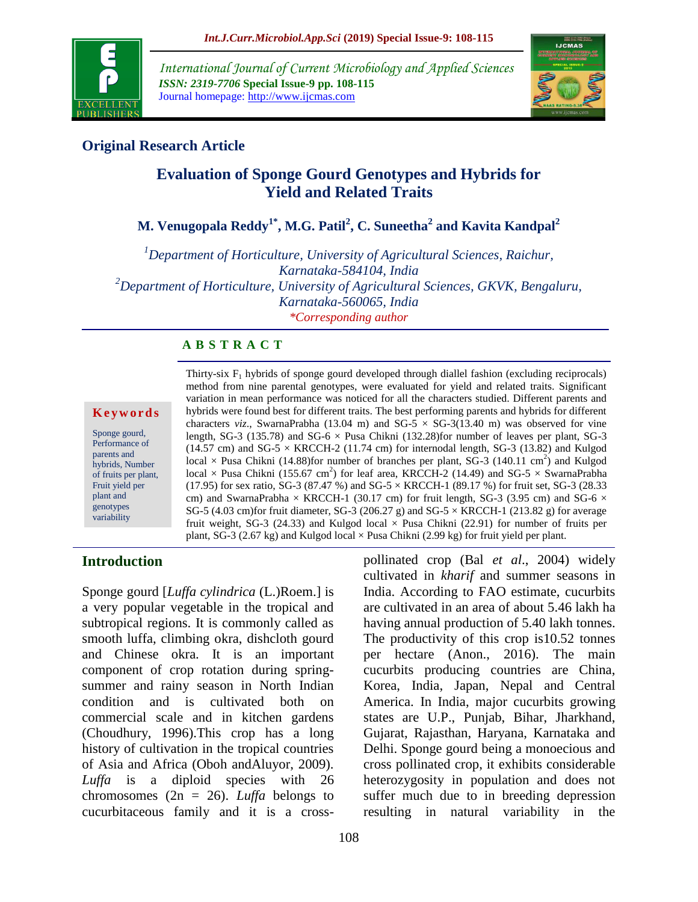## Original Research Article

# Evaluation of Sponge Gourd Genotypes and Hybrids for Yield and Related Traits

**M. Venugopala Reddy[1*], M.G. Patil[2], C. Suneetha[2] and Kavita Kandpal[2]**

*[1]Department of Horticulture, University of Agricultural Sciences, Raichur, Karnataka-584104, India*
*[2]Department of Horticulture, University of Agricultural Sciences, GKVK, Bengaluru, Karnataka-560065, India*

*\*Corresponding author*

**Keywords**

Sponge gourd, Performance of parents and hybrids, Number of fruits per plant, Fruit yield per plant and genotypes variability

## A B S T R A C T

Thirty-six $F_1$ hybrids of sponge gourd developed through diallel fashion (excluding reciprocals) method from nine parental genotypes, were evaluated for yield and related traits. Significant variation in mean performance was noticed for all the characters studied. Different parents and hybrids were found best for different traits. The best performing parents and hybrids for different characters *viz*., SwarnaPrabha (13.04 m) and SG-5 × SG-3(13.40 m) was observed for vine length, SG-3 (135.78) and SG-6 × Pusa Chikni (132.28)for number of leaves per plant, SG-3 (14.57 cm) and SG-5 × KRCCH-2 (11.74 cm) for internodal length, SG-3 (13.82) and Kulgod local × Pusa Chikni (14.88)for number of branches per plant, SG-3 (140.11 $cm^2$) and Kulgod local × Pusa Chikni (155.67 $cm^2$) for leaf area, KRCCH-2 (14.49) and SG-5 × SwarnaPrabha (17.95) for sex ratio, SG-3 (87.47 %) and SG-5 × KRCCH-1 (89.17 %) for fruit set, SG-3 (28.33 cm) and SwarnaPrabha × KRCCH-1 (30.17 cm) for fruit length, SG-3 (3.95 cm) and SG-6 × SG-5 (4.03 cm)for fruit diameter, SG-3 (206.27 g) and SG-5 × KRCCH-1 (213.82 g) for average fruit weight, SG-3 (24.33) and Kulgod local × Pusa Chikni (22.91) for number of fruits per plant, SG-3 (2.67 kg) and Kulgod local × Pusa Chikni (2.99 kg) for fruit yield per plant.

## Introduction

Sponge gourd [*Luffa cylindrica* (L.)Roem.] is a very popular vegetable in the tropical and subtropical regions. It is commonly called as smooth luffa, climbing okra, dishcloth gourd and Chinese okra. It is an important component of crop rotation during spring-summer and rainy season in North Indian condition and is cultivated both on commercial scale and in kitchen gardens (Choudhury, 1996).This crop has a long history of cultivation in the tropical countries of Asia and Africa (Oboh andAluyor, 2009). *Luffa* is a diploid species with 26 chromosomes (2n = 26). *Luffa* belongs to cucurbitaceous family and it is a cross-pollinated crop (Bal *et al*., 2004) widely cultivated in *kharif* and summer seasons in India. According to FAO estimate, cucurbits are cultivated in an area of about 5.46 lakh ha having annual production of 5.40 lakh tonnes. The productivity of this crop is10.52 tonnes per hectare (Anon., 2016). The main cucurbits producing countries are China, Korea, India, Japan, Nepal and Central America. In India, major cucurbits growing states are U.P., Punjab, Bihar, Jharkhand, Gujarat, Rajasthan, Haryana, Karnataka and Delhi. Sponge gourd being a monoecious and cross pollinated crop, it exhibits considerable heterozygosity in population and does not suffer much due to in breeding depression resulting in natural variability in the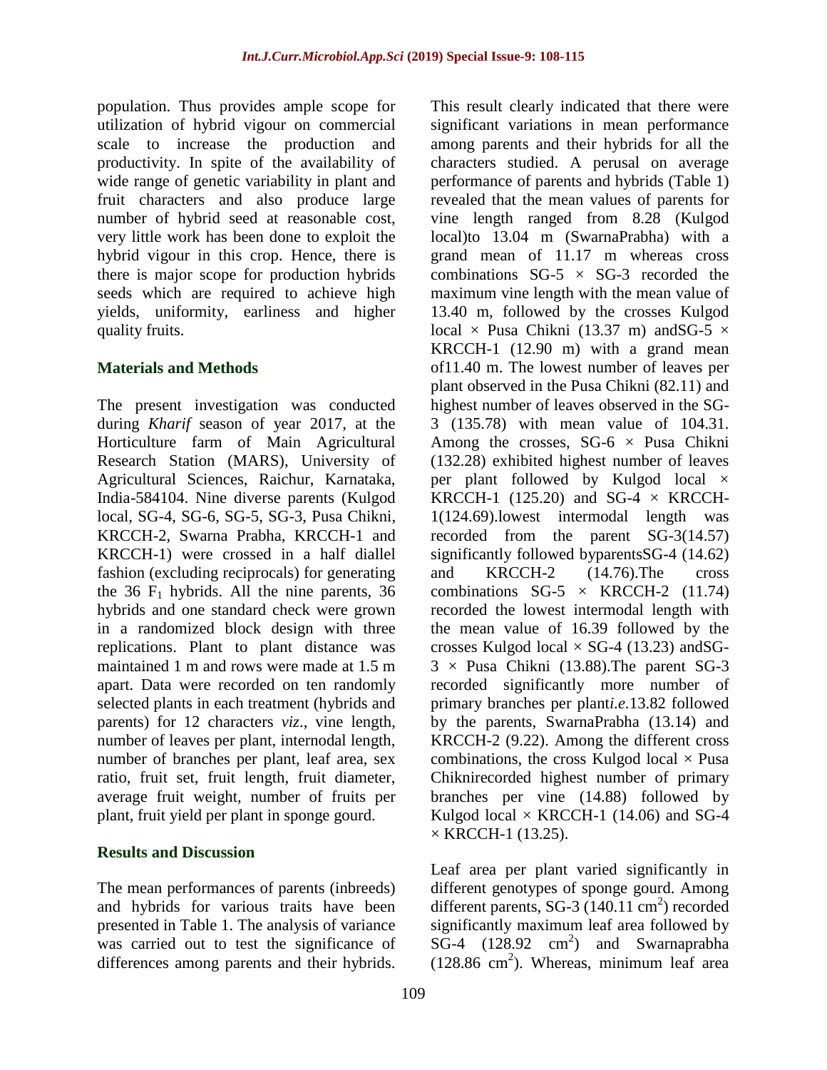population. Thus provides ample scope for utilization of hybrid vigour on commercial scale to increase the production and productivity. In spite of the availability of wide range of genetic variability in plant and fruit characters and also produce large number of hybrid seed at reasonable cost, very little work has been done to exploit the hybrid vigour in this crop. Hence, there is there is major scope for production hybrids seeds which are required to achieve high yields, uniformity, earliness and higher quality fruits.

## Materials and Methods

The present investigation was conducted during *Kharif* season of year 2017, at the Horticulture farm of Main Agricultural Research Station (MARS), University of Agricultural Sciences, Raichur, Karnataka, India-584104. Nine diverse parents (Kulgod local, SG-4, SG-6, SG-5, SG-3, Pusa Chikni, KRCCH-2, Swarna Prabha, KRCCH-1 and KRCCH-1) were crossed in a half diallel fashion (excluding reciprocals) for generating the 36 $F_1$ hybrids. All the nine parents, 36 hybrids and one standard check were grown in a randomized block design with three replications. Plant to plant distance was maintained 1 m and rows were made at 1.5 m apart. Data were recorded on ten randomly selected plants in each treatment (hybrids and parents) for 12 characters *viz*., vine length, number of leaves per plant, internodal length, number of branches per plant, leaf area, sex ratio, fruit set, fruit length, fruit diameter, average fruit weight, number of fruits per plant, fruit yield per plant in sponge gourd.

## Results and Discussion

The mean performances of parents (inbreeds) and hybrids for various traits have been presented in Table 1. The analysis of variance was carried out to test the significance of differences among parents and their hybrids. This result clearly indicated that there were significant variations in mean performance among parents and their hybrids for all the characters studied. A perusal on average performance of parents and hybrids (Table 1) revealed that the mean values of parents for vine length ranged from 8.28 (Kulgod local)to 13.04 m (SwarnaPrabha) with a grand mean of 11.17 m whereas cross combinations SG-5 × SG-3 recorded the maximum vine length with the mean value of 13.40 m, followed by the crosses Kulgod local × Pusa Chikni (13.37 m) andSG-5 × KRCCH-1 (12.90 m) with a grand mean of11.40 m. The lowest number of leaves per plant observed in the Pusa Chikni (82.11) and highest number of leaves observed in the SG-3 (135.78) with mean value of 104.31. Among the crosses, SG-6 × Pusa Chikni (132.28) exhibited highest number of leaves per plant followed by Kulgod local × KRCCH-1 (125.20) and SG-4 × KRCCH-1(124.69).lowest intermodal length was recorded from the parent SG-3(14.57) significantly followed byparentsSG-4 (14.62) and KRCCH-2 (14.76).The cross combinations SG-5 × KRCCH-2 (11.74) recorded the lowest intermodal length with the mean value of 16.39 followed by the crosses Kulgod local × SG-4 (13.23) andSG-3 × Pusa Chikni (13.88).The parent SG-3 recorded significantly more number of primary branches per plant*i.e.*13.82 followed by the parents, SwarnaPrabha (13.14) and KRCCH-2 (9.22). Among the different cross combinations, the cross Kulgod local × Pusa Chiknirecorded highest number of primary branches per vine (14.88) followed by Kulgod local × KRCCH-1 (14.06) and SG-4 × KRCCH-1 (13.25).

Leaf area per plant varied significantly in different genotypes of sponge gourd. Among different parents, SG-3 (140.11 $cm^2$) recorded significantly maximum leaf area followed by SG-4 (128.92 $cm^2$) and Swarnaprabha (128.86 $cm^2$). Whereas, minimum leaf area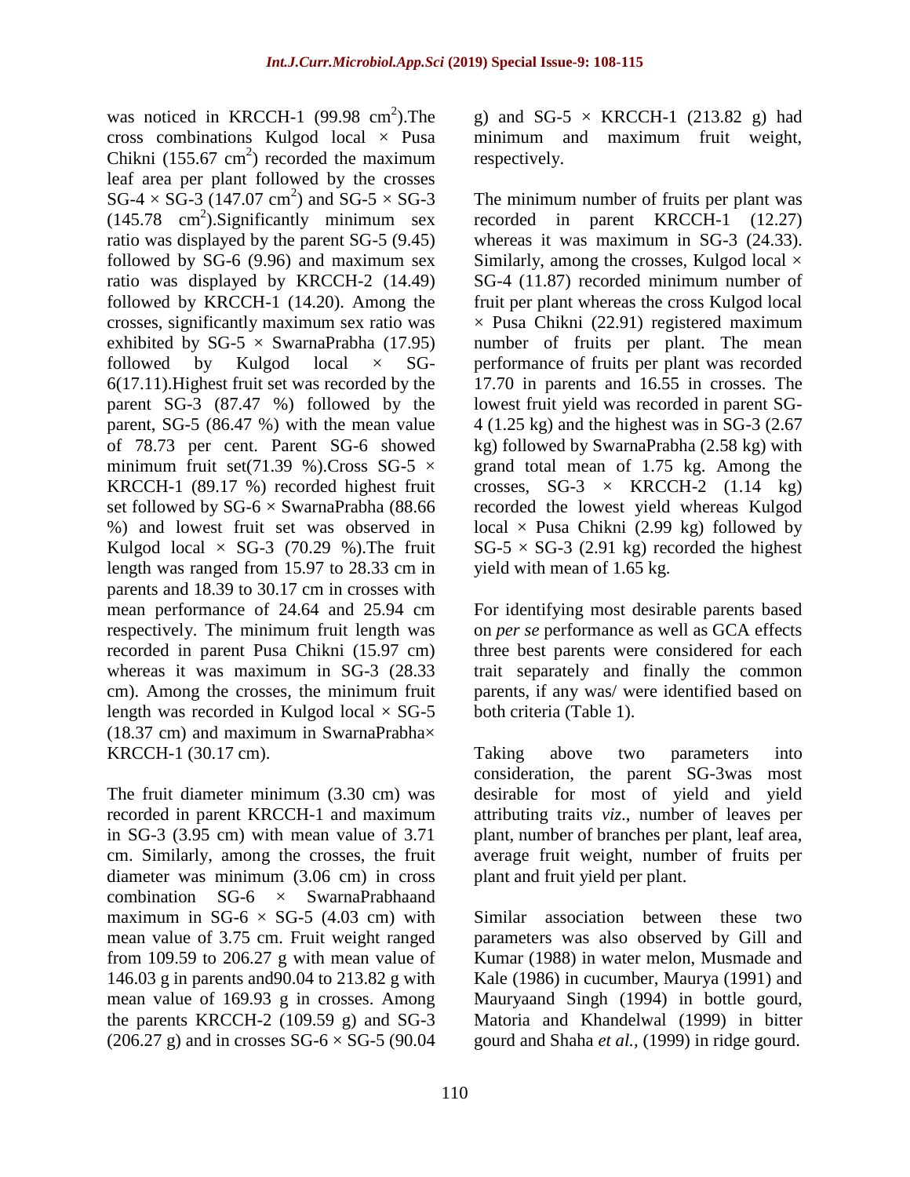was noticed in KRCCH-1 (99.98 $cm^2$).The cross combinations Kulgod local × Pusa Chikni (155.67 $cm^2$) recorded the maximum leaf area per plant followed by the crosses SG-4 × SG-3 (147.07 $cm^2$) and SG-5 × SG-3 (145.78 $cm^2$).Significantly minimum sex ratio was displayed by the parent SG-5 (9.45) followed by SG-6 (9.96) and maximum sex ratio was displayed by KRCCH-2 (14.49) followed by KRCCH-1 (14.20). Among the crosses, significantly maximum sex ratio was exhibited by SG-5 × SwarnaPrabha (17.95) followed by Kulgod local × SG-6(17.11).Highest fruit set was recorded by the parent SG-3 (87.47 %) followed by the parent, SG-5 (86.47 %) with the mean value of 78.73 per cent. Parent SG-6 showed minimum fruit set(71.39 %).Cross SG-5 × KRCCH-1 (89.17 %) recorded highest fruit set followed by SG-6 × SwarnaPrabha (88.66 %) and lowest fruit set was observed in Kulgod local × SG-3 (70.29 %).The fruit length was ranged from 15.97 to 28.33 cm in parents and 18.39 to 30.17 cm in crosses with mean performance of 24.64 and 25.94 cm respectively. The minimum fruit length was recorded in parent Pusa Chikni (15.97 cm) whereas it was maximum in SG-3 (28.33 cm). Among the crosses, the minimum fruit length was recorded in Kulgod local × SG-5 (18.37 cm) and maximum in SwarnaPrabha× KRCCH-1 (30.17 cm).

The fruit diameter minimum (3.30 cm) was recorded in parent KRCCH-1 and maximum in SG-3 (3.95 cm) with mean value of 3.71 cm. Similarly, among the crosses, the fruit diameter was minimum (3.06 cm) in cross combination SG-6 × SwarnaPrabhaand maximum in SG-6 × SG-5 (4.03 cm) with mean value of 3.75 cm. Fruit weight ranged from 109.59 to 206.27 g with mean value of 146.03 g in parents and90.04 to 213.82 g with mean value of 169.93 g in crosses. Among the parents KRCCH-2 (109.59 g) and SG-3 (206.27 g) and in crosses SG-6 × SG-5 (90.04 g) and SG-5 × KRCCH-1 (213.82 g) had minimum and maximum fruit weight, respectively.

The minimum number of fruits per plant was recorded in parent KRCCH-1 (12.27) whereas it was maximum in SG-3 (24.33). Similarly, among the crosses, Kulgod local × SG-4 (11.87) recorded minimum number of fruit per plant whereas the cross Kulgod local × Pusa Chikni (22.91) registered maximum number of fruits per plant. The mean performance of fruits per plant was recorded 17.70 in parents and 16.55 in crosses. The lowest fruit yield was recorded in parent SG-4 (1.25 kg) and the highest was in SG-3 (2.67 kg) followed by SwarnaPrabha (2.58 kg) with grand total mean of 1.75 kg. Among the crosses, SG-3 × KRCCH-2 (1.14 kg) recorded the lowest yield whereas Kulgod local × Pusa Chikni (2.99 kg) followed by SG-5 × SG-3 (2.91 kg) recorded the highest yield with mean of 1.65 kg.

For identifying most desirable parents based on *per se* performance as well as GCA effects three best parents were considered for each trait separately and finally the common parents, if any was/ were identified based on both criteria (Table 1).

Taking above two parameters into consideration, the parent SG-3was most desirable for most of yield and yield attributing traits *viz*., number of leaves per plant, number of branches per plant, leaf area, average fruit weight, number of fruits per plant and fruit yield per plant.

Similar association between these two parameters was also observed by Gill and Kumar (1988) in water melon, Musmade and Kale (1986) in cucumber, Maurya (1991) and Mauryaand Singh (1994) in bottle gourd, Matoria and Khandelwal (1999) in bitter gourd and Shaha *et al.*, (1999) in ridge gourd.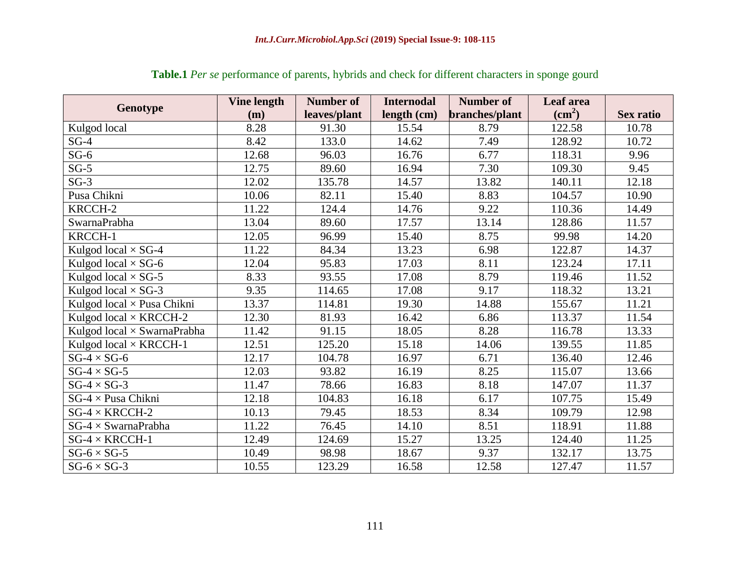**Table.1** *Per se* performance of parents, hybrids and check for different characters in sponge gourd

| Genotype | Vine length (m) | Number of leaves/plant | Internodal length (cm) | Number of branches/plant | Leaf area (cm$^2$) | Sex ratio |
|---|---|---|---|---|---|---|
| Kulgod local | 8.28 | 91.30 | 15.54 | 8.79 | 122.58 | 10.78 |
| SG-4 | 8.42 | 133.0 | 14.62 | 7.49 | 128.92 | 10.72 |
| SG-6 | 12.68 | 96.03 | 16.76 | 6.77 | 118.31 | 9.96 |
| SG-5 | 12.75 | 89.60 | 16.94 | 7.30 | 109.30 | 9.45 |
| SG-3 | 12.02 | 135.78 | 14.57 | 13.82 | 140.11 | 12.18 |
| Pusa Chikni | 10.06 | 82.11 | 15.40 | 8.83 | 104.57 | 10.90 |
| KRCCH-2 | 11.22 | 124.4 | 14.76 | 9.22 | 110.36 | 14.49 |
| SwarnaPrabha | 13.04 | 89.60 | 17.57 | 13.14 | 128.86 | 11.57 |
| KRCCH-1 | 12.05 | 96.99 | 15.40 | 8.75 | 99.98 | 14.20 |
| Kulgod local × SG-4 | 11.22 | 84.34 | 13.23 | 6.98 | 122.87 | 14.37 |
| Kulgod local × SG-6 | 12.04 | 95.83 | 17.03 | 8.11 | 123.24 | 17.11 |
| Kulgod local × SG-5 | 8.33 | 93.55 | 17.08 | 8.79 | 119.46 | 11.52 |
| Kulgod local × SG-3 | 9.35 | 114.65 | 17.08 | 9.17 | 118.32 | 13.21 |
| Kulgod local × Pusa Chikni | 13.37 | 114.81 | 19.30 | 14.88 | 155.67 | 11.21 |
| Kulgod local × KRCCH-2 | 12.30 | 81.93 | 16.42 | 6.86 | 113.37 | 11.54 |
| Kulgod local × SwarnaPrabha | 11.42 | 91.15 | 18.05 | 8.28 | 116.78 | 13.33 |
| Kulgod local × KRCCH-1 | 12.51 | 125.20 | 15.18 | 14.06 | 139.55 | 11.85 |
| SG-4 × SG-6 | 12.17 | 104.78 | 16.97 | 6.71 | 136.40 | 12.46 |
| SG-4 × SG-5 | 12.03 | 93.82 | 16.19 | 8.25 | 115.07 | 13.66 |
| SG-4 × SG-3 | 11.47 | 78.66 | 16.83 | 8.18 | 147.07 | 11.37 |
| SG-4 × Pusa Chikni | 12.18 | 104.83 | 16.18 | 6.17 | 107.75 | 15.49 |
| SG-4 × KRCCH-2 | 10.13 | 79.45 | 18.53 | 8.34 | 109.79 | 12.98 |
| SG-4 × SwarnaPrabha | 11.22 | 76.45 | 14.10 | 8.51 | 118.91 | 11.88 |
| SG-4 × KRCCH-1 | 12.49 | 124.69 | 15.27 | 13.25 | 124.40 | 11.25 |
| SG-6 × SG-5 | 10.49 | 98.98 | 18.67 | 9.37 | 132.17 | 13.75 |
| SG-6 × SG-3 | 10.55 | 123.29 | 16.58 | 12.58 | 127.47 | 11.57 |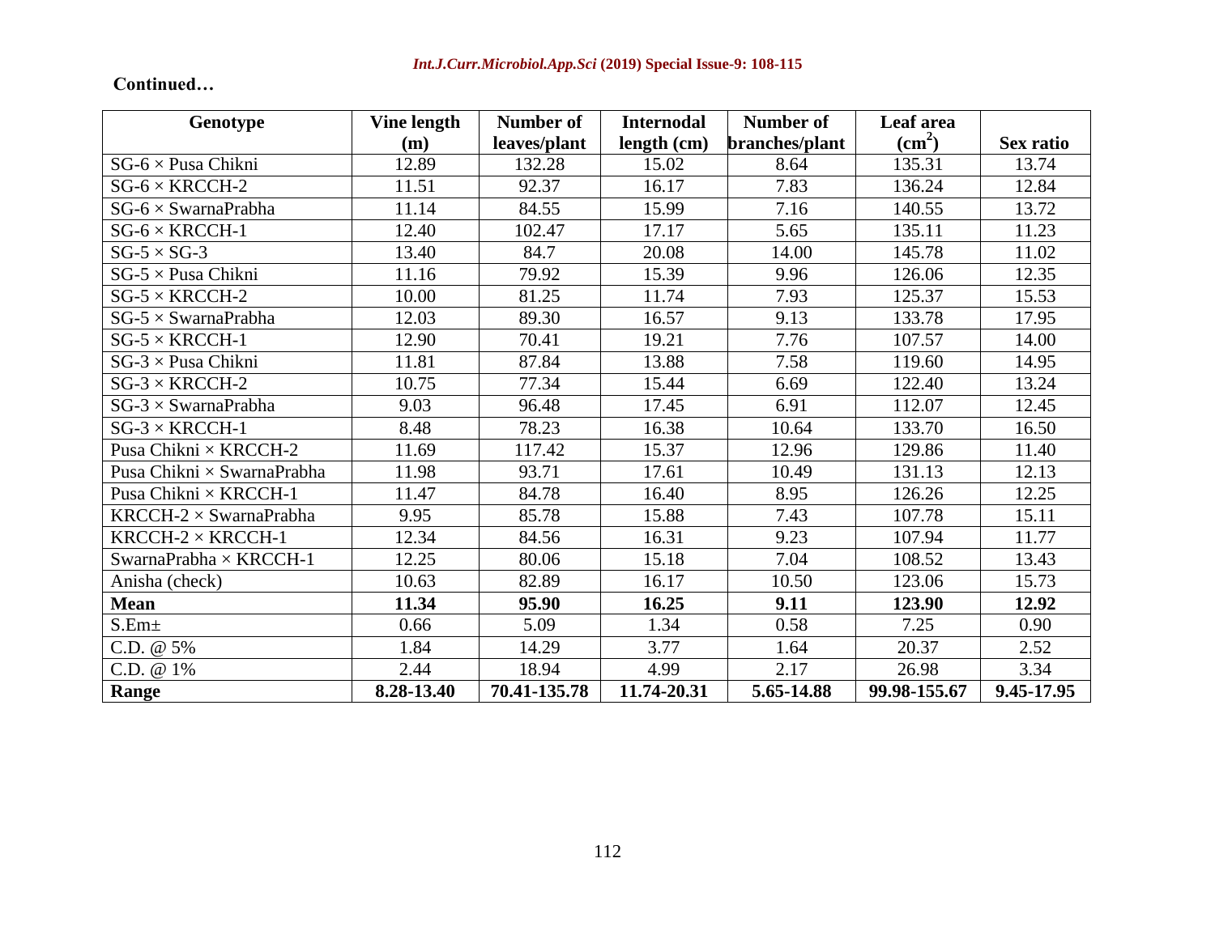**Continued…**

| Genotype | Vine length (m) | Number of leaves/plant | Internodal length (cm) | Number of branches/plant | Leaf area ($cm^2$) | Sex ratio |
|---|---|---|---|---|---|---|
| SG-6 × Pusa Chikni | 12.89 | 132.28 | 15.02 | 8.64 | 135.31 | 13.74 |
| SG-6 × KRCCH-2 | 11.51 | 92.37 | 16.17 | 7.83 | 136.24 | 12.84 |
| SG-6 × SwarnaPrabha | 11.14 | 84.55 | 15.99 | 7.16 | 140.55 | 13.72 |
| SG-6 × KRCCH-1 | 12.40 | 102.47 | 17.17 | 5.65 | 135.11 | 11.23 |
| SG-5 × SG-3 | 13.40 | 84.7 | 20.08 | 14.00 | 145.78 | 11.02 |
| SG-5 × Pusa Chikni | 11.16 | 79.92 | 15.39 | 9.96 | 126.06 | 12.35 |
| SG-5 × KRCCH-2 | 10.00 | 81.25 | 11.74 | 7.93 | 125.37 | 15.53 |
| SG-5 × SwarnaPrabha | 12.03 | 89.30 | 16.57 | 9.13 | 133.78 | 17.95 |
| SG-5 × KRCCH-1 | 12.90 | 70.41 | 19.21 | 7.76 | 107.57 | 14.00 |
| SG-3 × Pusa Chikni | 11.81 | 87.84 | 13.88 | 7.58 | 119.60 | 14.95 |
| SG-3 × KRCCH-2 | 10.75 | 77.34 | 15.44 | 6.69 | 122.40 | 13.24 |
| SG-3 × SwarnaPrabha | 9.03 | 96.48 | 17.45 | 6.91 | 112.07 | 12.45 |
| SG-3 × KRCCH-1 | 8.48 | 78.23 | 16.38 | 10.64 | 133.70 | 16.50 |
| Pusa Chikni × KRCCH-2 | 11.69 | 117.42 | 15.37 | 12.96 | 129.86 | 11.40 |
| Pusa Chikni × SwarnaPrabha | 11.98 | 93.71 | 17.61 | 10.49 | 131.13 | 12.13 |
| Pusa Chikni × KRCCH-1 | 11.47 | 84.78 | 16.40 | 8.95 | 126.26 | 12.25 |
| KRCCH-2 × SwarnaPrabha | 9.95 | 85.78 | 15.88 | 7.43 | 107.78 | 15.11 |
| KRCCH-2 × KRCCH-1 | 12.34 | 84.56 | 16.31 | 9.23 | 107.94 | 11.77 |
| SwarnaPrabha × KRCCH-1 | 12.25 | 80.06 | 15.18 | 7.04 | 108.52 | 13.43 |
| Anisha (check) | 10.63 | 82.89 | 16.17 | 10.50 | 123.06 | 15.73 |
| **Mean** | **11.34** | **95.90** | **16.25** | **9.11** | **123.90** | **12.92** |
| S.Em± | 0.66 | 5.09 | 1.34 | 0.58 | 7.25 | 0.90 |
| C.D. @ 5% | 1.84 | 14.29 | 3.77 | 1.64 | 20.37 | 2.52 |
| C.D. @ 1% | 2.44 | 18.94 | 4.99 | 2.17 | 26.98 | 3.34 |
| **Range** | **8.28-13.40** | **70.41-135.78** | **11.74-20.31** | **5.65-14.88** | **99.98-155.67** | **9.45-17.95** |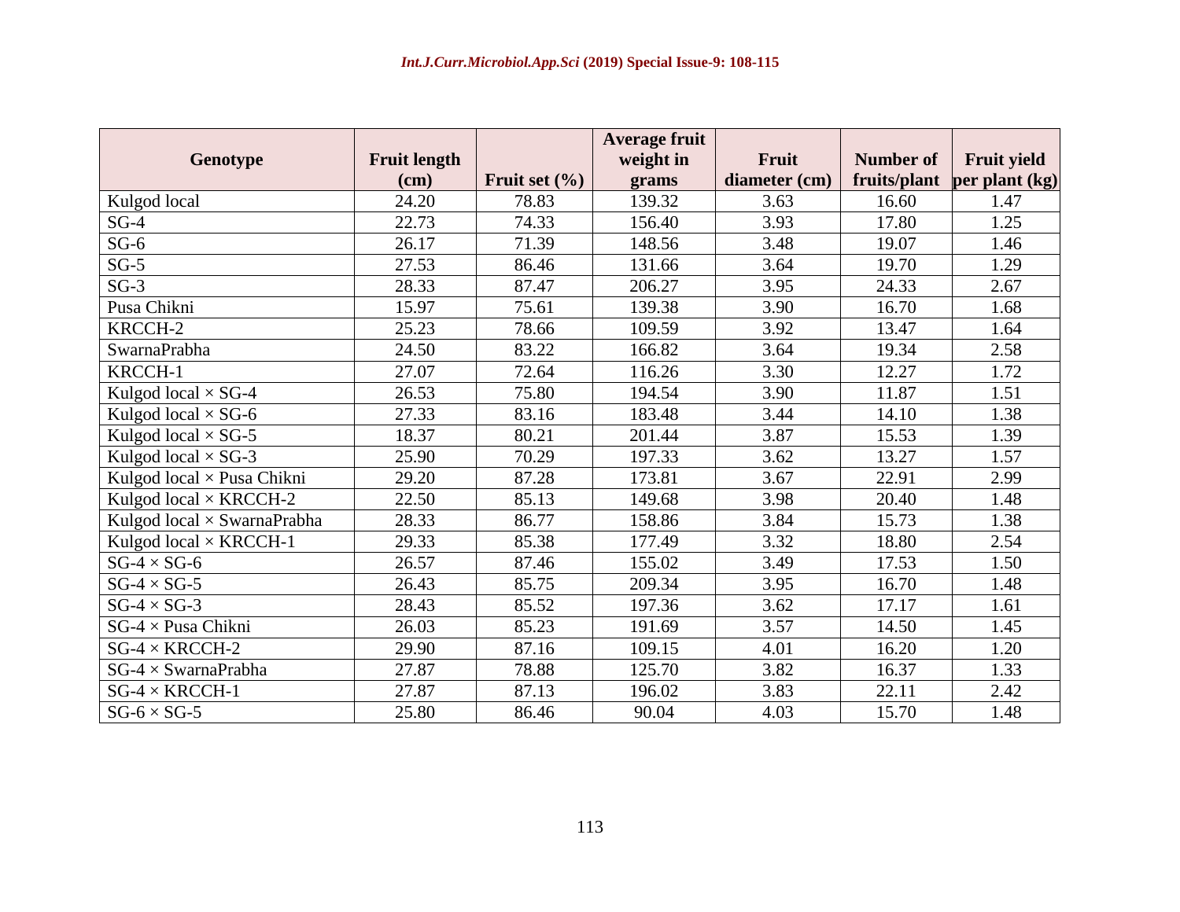| Genotype | Fruit length (cm) | Fruit set (%) | Average fruit weight in grams | Fruit diameter (cm) | Number of fruits/plant | Fruit yield per plant (kg) |
|---|---|---|---|---|---|---|
| Kulgod local | 24.20 | 78.83 | 139.32 | 3.63 | 16.60 | 1.47 |
| SG-4 | 22.73 | 74.33 | 156.40 | 3.93 | 17.80 | 1.25 |
| SG-6 | 26.17 | 71.39 | 148.56 | 3.48 | 19.07 | 1.46 |
| SG-5 | 27.53 | 86.46 | 131.66 | 3.64 | 19.70 | 1.29 |
| SG-3 | 28.33 | 87.47 | 206.27 | 3.95 | 24.33 | 2.67 |
| Pusa Chikni | 15.97 | 75.61 | 139.38 | 3.90 | 16.70 | 1.68 |
| KRCCH-2 | 25.23 | 78.66 | 109.59 | 3.92 | 13.47 | 1.64 |
| SwarnaPrabha | 24.50 | 83.22 | 166.82 | 3.64 | 19.34 | 2.58 |
| KRCCH-1 | 27.07 | 72.64 | 116.26 | 3.30 | 12.27 | 1.72 |
| Kulgod local × SG-4 | 26.53 | 75.80 | 194.54 | 3.90 | 11.87 | 1.51 |
| Kulgod local × SG-6 | 27.33 | 83.16 | 183.48 | 3.44 | 14.10 | 1.38 |
| Kulgod local × SG-5 | 18.37 | 80.21 | 201.44 | 3.87 | 15.53 | 1.39 |
| Kulgod local × SG-3 | 25.90 | 70.29 | 197.33 | 3.62 | 13.27 | 1.57 |
| Kulgod local × Pusa Chikni | 29.20 | 87.28 | 173.81 | 3.67 | 22.91 | 2.99 |
| Kulgod local × KRCCH-2 | 22.50 | 85.13 | 149.68 | 3.98 | 20.40 | 1.48 |
| Kulgod local × SwarnaPrabha | 28.33 | 86.77 | 158.86 | 3.84 | 15.73 | 1.38 |
| Kulgod local × KRCCH-1 | 29.33 | 85.38 | 177.49 | 3.32 | 18.80 | 2.54 |
| SG-4 × SG-6 | 26.57 | 87.46 | 155.02 | 3.49 | 17.53 | 1.50 |
| SG-4 × SG-5 | 26.43 | 85.75 | 209.34 | 3.95 | 16.70 | 1.48 |
| SG-4 × SG-3 | 28.43 | 85.52 | 197.36 | 3.62 | 17.17 | 1.61 |
| SG-4 × Pusa Chikni | 26.03 | 85.23 | 191.69 | 3.57 | 14.50 | 1.45 |
| SG-4 × KRCCH-2 | 29.90 | 87.16 | 109.15 | 4.01 | 16.20 | 1.20 |
| SG-4 × SwarnaPrabha | 27.87 | 78.88 | 125.70 | 3.82 | 16.37 | 1.33 |
| SG-4 × KRCCH-1 | 27.87 | 87.13 | 196.02 | 3.83 | 22.11 | 2.42 |
| SG-6 × SG-5 | 25.80 | 86.46 | 90.04 | 4.03 | 15.70 | 1.48 |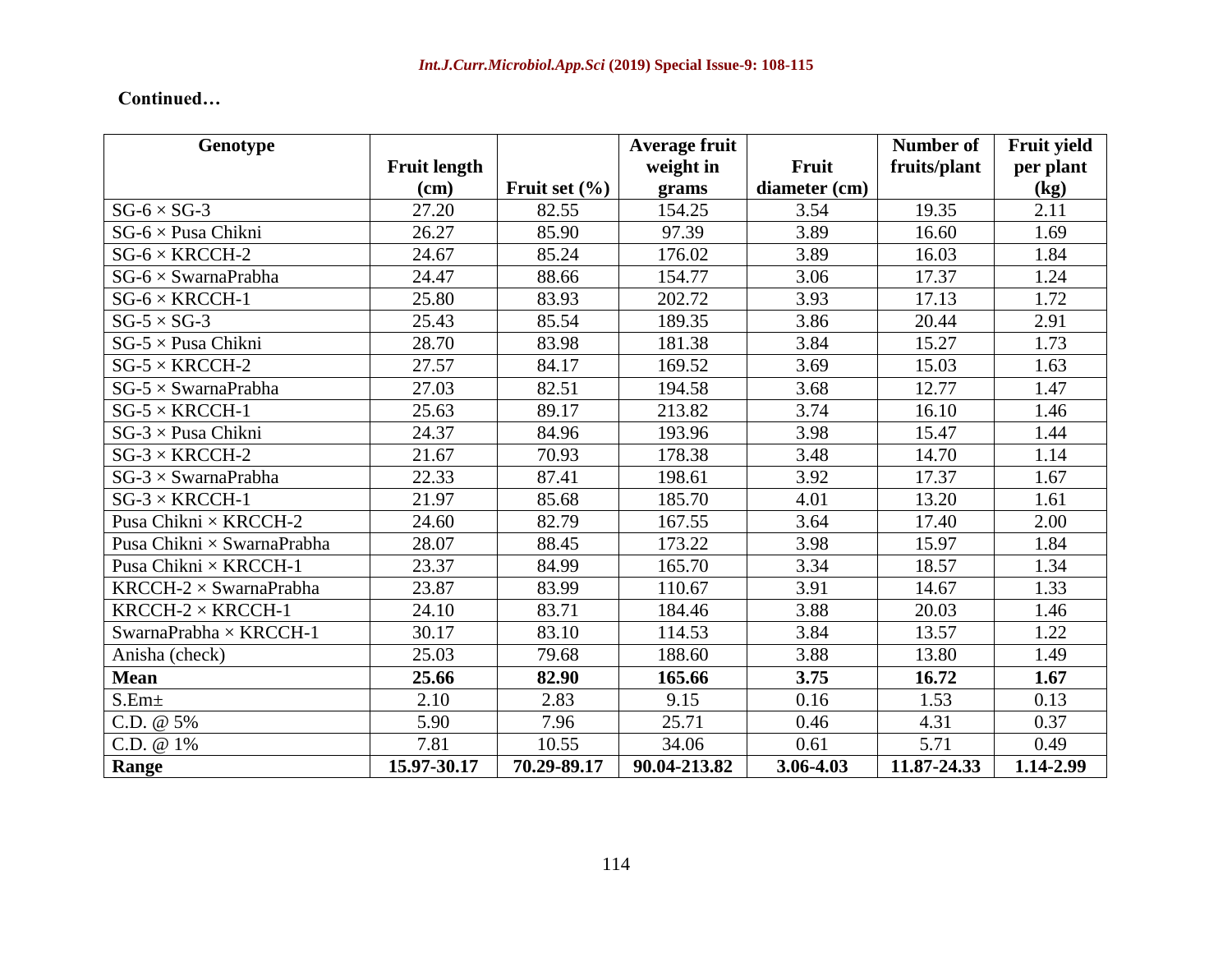**Continued…**

| Genotype | Fruit length (cm) | Fruit set (%) | Average fruit weight in grams | Fruit diameter (cm) | Number of fruits/plant | Fruit yield per plant (kg) |
|---|---|---|---|---|---|---|
| SG-6 × SG-3 | 27.20 | 82.55 | 154.25 | 3.54 | 19.35 | 2.11 |
| SG-6 × Pusa Chikni | 26.27 | 85.90 | 97.39 | 3.89 | 16.60 | 1.69 |
| SG-6 × KRCCH-2 | 24.67 | 85.24 | 176.02 | 3.89 | 16.03 | 1.84 |
| SG-6 × SwarnaPrabha | 24.47 | 88.66 | 154.77 | 3.06 | 17.37 | 1.24 |
| SG-6 × KRCCH-1 | 25.80 | 83.93 | 202.72 | 3.93 | 17.13 | 1.72 |
| SG-5 × SG-3 | 25.43 | 85.54 | 189.35 | 3.86 | 20.44 | 2.91 |
| SG-5 × Pusa Chikni | 28.70 | 83.98 | 181.38 | 3.84 | 15.27 | 1.73 |
| SG-5 × KRCCH-2 | 27.57 | 84.17 | 169.52 | 3.69 | 15.03 | 1.63 |
| SG-5 × SwarnaPrabha | 27.03 | 82.51 | 194.58 | 3.68 | 12.77 | 1.47 |
| SG-5 × KRCCH-1 | 25.63 | 89.17 | 213.82 | 3.74 | 16.10 | 1.46 |
| SG-3 × Pusa Chikni | 24.37 | 84.96 | 193.96 | 3.98 | 15.47 | 1.44 |
| SG-3 × KRCCH-2 | 21.67 | 70.93 | 178.38 | 3.48 | 14.70 | 1.14 |
| SG-3 × SwarnaPrabha | 22.33 | 87.41 | 198.61 | 3.92 | 17.37 | 1.67 |
| SG-3 × KRCCH-1 | 21.97 | 85.68 | 185.70 | 4.01 | 13.20 | 1.61 |
| Pusa Chikni × KRCCH-2 | 24.60 | 82.79 | 167.55 | 3.64 | 17.40 | 2.00 |
| Pusa Chikni × SwarnaPrabha | 28.07 | 88.45 | 173.22 | 3.98 | 15.97 | 1.84 |
| Pusa Chikni × KRCCH-1 | 23.37 | 84.99 | 165.70 | 3.34 | 18.57 | 1.34 |
| KRCCH-2 × SwarnaPrabha | 23.87 | 83.99 | 110.67 | 3.91 | 14.67 | 1.33 |
| KRCCH-2 × KRCCH-1 | 24.10 | 83.71 | 184.46 | 3.88 | 20.03 | 1.46 |
| SwarnaPrabha × KRCCH-1 | 30.17 | 83.10 | 114.53 | 3.84 | 13.57 | 1.22 |
| Anisha (check) | 25.03 | 79.68 | 188.60 | 3.88 | 13.80 | 1.49 |
| **Mean** | **25.66** | **82.90** | **165.66** | **3.75** | **16.72** | **1.67** |
| S.Em± | 2.10 | 2.83 | 9.15 | 0.16 | 1.53 | 0.13 |
| C.D. @ 5% | 5.90 | 7.96 | 25.71 | 0.46 | 4.31 | 0.37 |
| C.D. @ 1% | 7.81 | 10.55 | 34.06 | 0.61 | 5.71 | 0.49 |
| **Range** | **15.97-30.17** | **70.29-89.17** | **90.04-213.82** | **3.06-4.03** | **11.87-24.33** | **1.14-2.99** |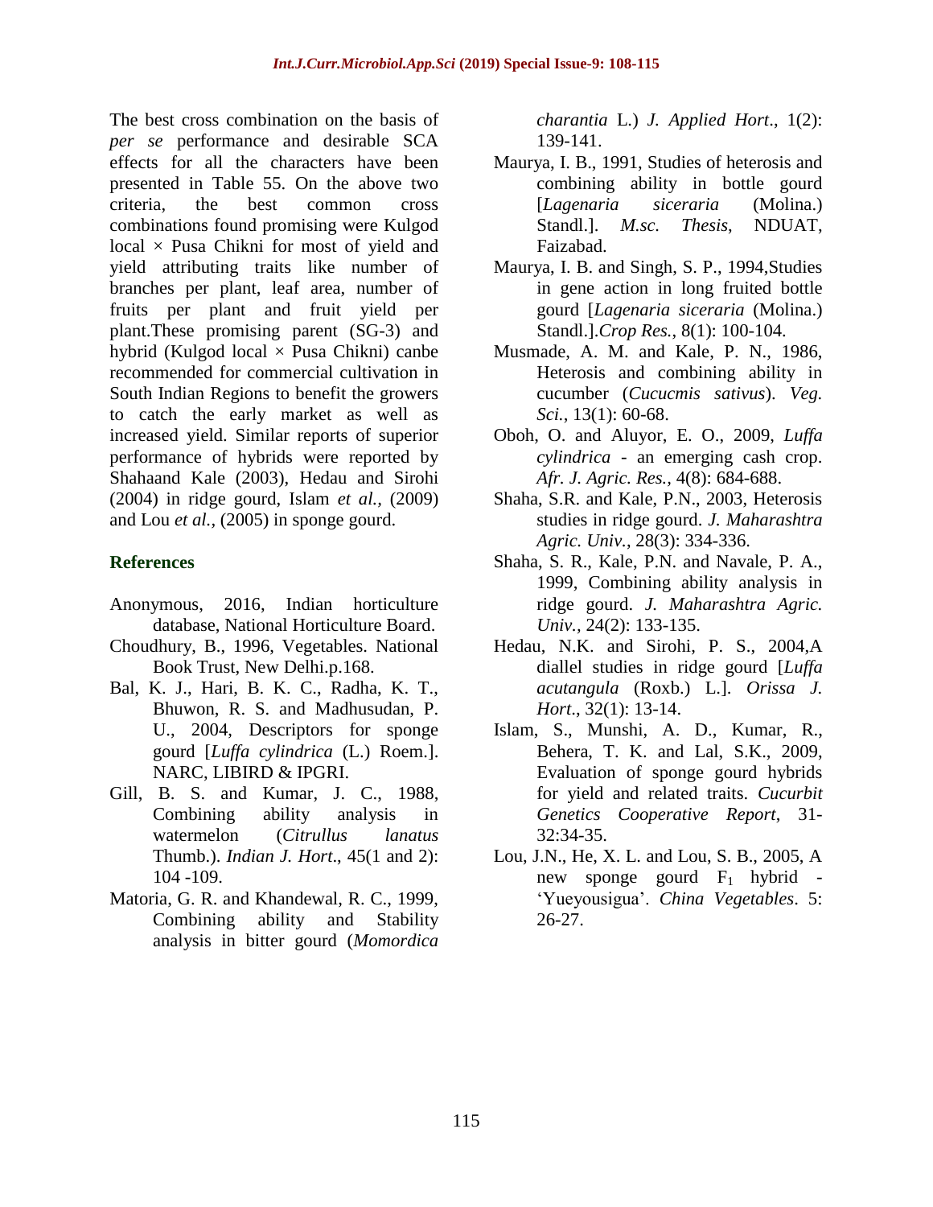The best cross combination on the basis of *per se* performance and desirable SCA effects for all the characters have been presented in Table 55. On the above two criteria, the best common cross combinations found promising were Kulgod local × Pusa Chikni for most of yield and yield attributing traits like number of branches per plant, leaf area, number of fruits per plant and fruit yield per plant.These promising parent (SG-3) and hybrid (Kulgod local × Pusa Chikni) canbe recommended for commercial cultivation in South Indian Regions to benefit the growers to catch the early market as well as increased yield. Similar reports of superior performance of hybrids were reported by Shahaand Kale (2003), Hedau and Sirohi (2004) in ridge gourd, Islam *et al.,* (2009) and Lou *et al.,* (2005) in sponge gourd.

## References

Anonymous, 2016, Indian horticulture database, National Horticulture Board.

Choudhury, B., 1996, Vegetables. National Book Trust, New Delhi.p.168.

Bal, K. J., Hari, B. K. C., Radha, K. T., Bhuwon, R. S. and Madhusudan, P. U., 2004, Descriptors for sponge gourd [*Luffa cylindrica* (L.) Roem.]. NARC, LIBIRD & IPGRI.

Gill, B. S. and Kumar, J. C., 1988, Combining ability analysis in watermelon (*Citrullus lanatus* Thumb.). *Indian J. Hort*., 45(1 and 2): 104 -109.

Matoria, G. R. and Khandewal, R. C., 1999, Combining ability and Stability analysis in bitter gourd (*Momordica charantia* L.) *J. Applied Hort*., 1(2): 139-141.

Maurya, I. B., 1991, Studies of heterosis and combining ability in bottle gourd [*Lagenaria siceraria* (Molina.) Standl.]. *M.sc. Thesis*, NDUAT, Faizabad.

Maurya, I. B. and Singh, S. P., 1994,Studies in gene action in long fruited bottle gourd [*Lagenaria siceraria* (Molina.) Standl.].*Crop Res.*, 8(1): 100-104.

Musmade, A. M. and Kale, P. N., 1986, Heterosis and combining ability in cucumber (*Cucucmis sativus*). *Veg. Sci.*, 13(1): 60-68.

Oboh, O. and Aluyor, E. O., 2009, *Luffa cylindrica* - an emerging cash crop. *Afr. J. Agric. Res.*, 4(8): 684-688.

Shaha, S.R. and Kale, P.N., 2003, Heterosis studies in ridge gourd. *J. Maharashtra Agric. Univ.*, 28(3): 334-336.

Shaha, S. R., Kale, P.N. and Navale, P. A., 1999, Combining ability analysis in ridge gourd. *J. Maharashtra Agric. Univ.*, 24(2): 133-135.

Hedau, N.K. and Sirohi, P. S., 2004,A diallel studies in ridge gourd [*Luffa acutangula* (Roxb.) L.]. *Orissa J. Hort*., 32(1): 13-14.

Islam, S., Munshi, A. D., Kumar, R., Behera, T. K. and Lal, S.K., 2009, Evaluation of sponge gourd hybrids for yield and related traits. *Cucurbit Genetics Cooperative Report*, 31-32:34-35.

Lou, J.N., He, X. L. and Lou, S. B., 2005, A new sponge gourd $F_1$ hybrid - 'Yueyousigua'. *China Vegetables*. 5: 26-27.